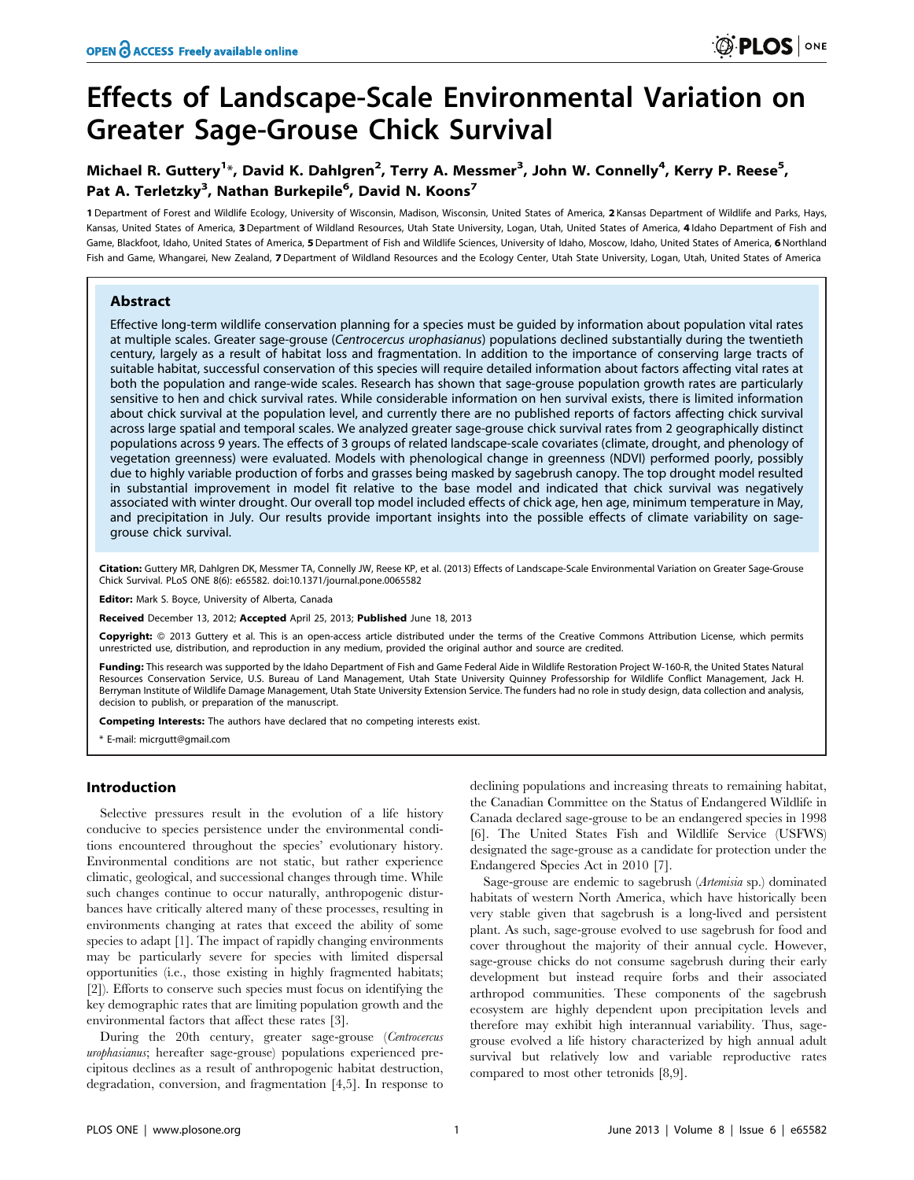# Effects of Landscape-Scale Environmental Variation on Greater Sage-Grouse Chick Survival

**Michael R. Guttery[1]\*, David K. Dahlgren[2], Terry A. Messmer[3], John W. Connelly[4], Kerry P. Reese[5], Pat A. Terletzky[3], Nathan Burkepile[6], David N. Koons[7]**

1 Department of Forest and Wildlife Ecology, University of Wisconsin, Madison, Wisconsin, United States of America, 2 Kansas Department of Wildlife and Parks, Hays, Kansas, United States of America, 3 Department of Wildland Resources, Utah State University, Logan, Utah, United States of America, 4 Idaho Department of Fish and Game, Blackfoot, Idaho, United States of America, 5 Department of Fish and Wildlife Sciences, University of Idaho, Moscow, Idaho, United States of America, 6 Northland Fish and Game, Whangarei, New Zealand, 7 Department of Wildland Resources and the Ecology Center, Utah State University, Logan, Utah, United States of America

## Abstract

Effective long-term wildlife conservation planning for a species must be guided by information about population vital rates at multiple scales. Greater sage-grouse (*Centrocercus urophasianus*) populations declined substantially during the twentieth century, largely as a result of habitat loss and fragmentation. In addition to the importance of conserving large tracts of suitable habitat, successful conservation of this species will require detailed information about factors affecting vital rates at both the population and range-wide scales. Research has shown that sage-grouse population growth rates are particularly sensitive to hen and chick survival rates. While considerable information on hen survival exists, there is limited information about chick survival at the population level, and currently there are no published reports of factors affecting chick survival across large spatial and temporal scales. We analyzed greater sage-grouse chick survival rates from 2 geographically distinct populations across 9 years. The effects of 3 groups of related landscape-scale covariates (climate, drought, and phenology of vegetation greenness) were evaluated. Models with phenological change in greenness (NDVI) performed poorly, possibly due to highly variable production of forbs and grasses being masked by sagebrush canopy. The top drought model resulted in substantial improvement in model fit relative to the base model and indicated that chick survival was negatively associated with winter drought. Our overall top model included effects of chick age, hen age, minimum temperature in May, and precipitation in July. Our results provide important insights into the possible effects of climate variability on sage-grouse chick survival.

**Citation:** Guttery MR, Dahlgren DK, Messmer TA, Connelly JW, Reese KP, et al. (2013) Effects of Landscape-Scale Environmental Variation on Greater Sage-Grouse Chick Survival. PLoS ONE 8(6): e65582. doi:10.1371/journal.pone.0065582

**Editor:** Mark S. Boyce, University of Alberta, Canada

**Received** December 13, 2012; **Accepted** April 25, 2013; **Published** June 18, 2013

**Copyright:** © 2013 Guttery et al. This is an open-access article distributed under the terms of the Creative Commons Attribution License, which permits unrestricted use, distribution, and reproduction in any medium, provided the original author and source are credited.

**Funding:** This research was supported by the Idaho Department of Fish and Game Federal Aide in Wildlife Restoration Project W-160-R, the United States Natural Resources Conservation Service, U.S. Bureau of Land Management, Utah State University Quinney Professorship for Wildlife Conflict Management, Jack H. Berryman Institute of Wildlife Damage Management, Utah State University Extension Service. The funders had no role in study design, data collection and analysis, decision to publish, or preparation of the manuscript.

**Competing Interests:** The authors have declared that no competing interests exist.

\* E-mail: micrgutt@gmail.com

## Introduction

Selective pressures result in the evolution of a life history conducive to species persistence under the environmental conditions encountered throughout the species' evolutionary history. Environmental conditions are not static, but rather experience climatic, geological, and successional changes through time. While such changes continue to occur naturally, anthropogenic disturbances have critically altered many of these processes, resulting in environments changing at rates that exceed the ability of some species to adapt [1]. The impact of rapidly changing environments may be particularly severe for species with limited dispersal opportunities (i.e., those existing in highly fragmented habitats; [2]). Efforts to conserve such species must focus on identifying the key demographic rates that are limiting population growth and the environmental factors that affect these rates [3].

During the 20th century, greater sage-grouse (*Centrocercus urophasianus*; hereafter sage-grouse) populations experienced precipitous declines as a result of anthropogenic habitat destruction, degradation, conversion, and fragmentation [4,5]. In response to declining populations and increasing threats to remaining habitat, the Canadian Committee on the Status of Endangered Wildlife in Canada declared sage-grouse to be an endangered species in 1998 [6]. The United States Fish and Wildlife Service (USFWS) designated the sage-grouse as a candidate for protection under the Endangered Species Act in 2010 [7].

Sage-grouse are endemic to sagebrush (*Artemisia* sp.) dominated habitats of western North America, which have historically been very stable given that sagebrush is a long-lived and persistent plant. As such, sage-grouse evolved to use sagebrush for food and cover throughout the majority of their annual cycle. However, sage-grouse chicks do not consume sagebrush during their early development but instead require forbs and their associated arthropod communities. These components of the sagebrush ecosystem are highly dependent upon precipitation levels and therefore may exhibit high interannual variability. Thus, sage-grouse evolved a life history characterized by high annual adult survival but relatively low and variable reproductive rates compared to most other tetronids [8,9].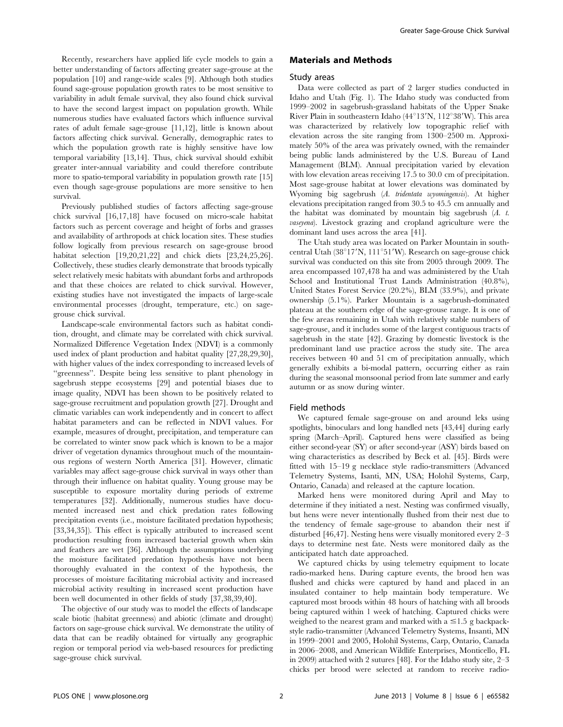Recently, researchers have applied life cycle models to gain a better understanding of factors affecting greater sage-grouse at the population [10] and range-wide scales [9]. Although both studies found sage-grouse population growth rates to be most sensitive to variability in adult female survival, they also found chick survival to have the second largest impact on population growth. While numerous studies have evaluated factors which influence survival rates of adult female sage-grouse [11,12], little is known about factors affecting chick survival. Generally, demographic rates to which the population growth rate is highly sensitive have low temporal variability [13,14]. Thus, chick survival should exhibit greater inter-annual variability and could therefore contribute more to spatio-temporal variability in population growth rate [15] even though sage-grouse populations are more sensitive to hen survival.

Previously published studies of factors affecting sage-grouse chick survival [16,17,18] have focused on micro-scale habitat factors such as percent coverage and height of forbs and grasses and availability of arthropods at chick location sites. These studies follow logically from previous research on sage-grouse brood habitat selection [19,20,21,22] and chick diets [23,24,25,26]. Collectively, these studies clearly demonstrate that broods typically select relatively mesic habitats with abundant forbs and arthropods and that these choices are related to chick survival. However, existing studies have not investigated the impacts of large-scale environmental processes (drought, temperature, etc.) on sage-grouse chick survival.

Landscape-scale environmental factors such as habitat condition, drought, and climate may be correlated with chick survival. Normalized Difference Vegetation Index (NDVI) is a commonly used index of plant production and habitat quality [27,28,29,30], with higher values of the index corresponding to increased levels of "greenness". Despite being less sensitive to plant phenology in sagebrush steppe ecosystems [29] and potential biases due to image quality, NDVI has been shown to be positively related to sage-grouse recruitment and population growth [27]. Drought and climatic variables can work independently and in concert to affect habitat parameters and can be reflected in NDVI values. For example, measures of drought, precipitation, and temperature can be correlated to winter snow pack which is known to be a major driver of vegetation dynamics throughout much of the mountainous regions of western North America [31]. However, climatic variables may affect sage-grouse chick survival in ways other than through their influence on habitat quality. Young grouse may be susceptible to exposure mortality during periods of extreme temperatures [32]. Additionally, numerous studies have documented increased nest and chick predation rates following precipitation events (i.e., moisture facilitated predation hypothesis; [33,34,35]). This effect is typically attributed to increased scent production resulting from increased bacterial growth when skin and feathers are wet [36]. Although the assumptions underlying the moisture facilitated predation hypothesis have not been thoroughly evaluated in the context of the hypothesis, the processes of moisture facilitating microbial activity and increased microbial activity resulting in increased scent production have been well documented in other fields of study [37,38,39,40].

The objective of our study was to model the effects of landscape scale biotic (habitat greenness) and abiotic (climate and drought) factors on sage-grouse chick survival. We demonstrate the utility of data that can be readily obtained for virtually any geographic region or temporal period via web-based resources for predicting sage-grouse chick survival.

## Materials and Methods

### Study areas

Data were collected as part of 2 larger studies conducted in Idaho and Utah (Fig. 1). The Idaho study was conducted from 1999–2002 in sagebrush-grassland habitats of the Upper Snake River Plain in southeastern Idaho (44°13′N, 112°38′W). This area was characterized by relatively low topographic relief with elevation across the site ranging from 1300–2500 m. Approximately 50% of the area was privately owned, with the remainder being public lands administered by the U.S. Bureau of Land Management (BLM). Annual precipitation varied by elevation with low elevation areas receiving 17.5 to 30.0 cm of precipitation. Most sage-grouse habitat at lower elevations was dominated by Wyoming big sagebrush (*A. tridentata wyomingensis*). At higher elevations precipitation ranged from 30.5 to 45.5 cm annually and the habitat was dominated by mountain big sagebrush (*A. t. vaseyena*). Livestock grazing and cropland agriculture were the dominant land uses across the area [41].

The Utah study area was located on Parker Mountain in south-central Utah (38°17′N, 111°51′W). Research on sage-grouse chick survival was conducted on this site from 2005 through 2009. The area encompassed 107,478 ha and was administered by the Utah School and Institutional Trust Lands Administration (40.8%), United States Forest Service (20.2%), BLM (33.9%), and private ownership (5.1%). Parker Mountain is a sagebrush-dominated plateau at the southern edge of the sage-grouse range. It is one of the few areas remaining in Utah with relatively stable numbers of sage-grouse, and it includes some of the largest contiguous tracts of sagebrush in the state [42]. Grazing by domestic livestock is the predominant land use practice across the study site. The area receives between 40 and 51 cm of precipitation annually, which generally exhibits a bi-modal pattern, occurring either as rain during the seasonal monsoonal period from late summer and early autumn or as snow during winter.

### Field methods

We captured female sage-grouse on and around leks using spotlights, binoculars and long handled nets [43,44] during early spring (March–April). Captured hens were classified as being either second-year (SY) or after second-year (ASY) birds based on wing characteristics as described by Beck et al. [45]. Birds were fitted with 15–19 g necklace style radio-transmitters (Advanced Telemetry Systems, Isanti, MN, USA; Holohil Systems, Carp, Ontario, Canada) and released at the capture location.

Marked hens were monitored during April and May to determine if they initiated a nest. Nesting was confirmed visually, but hens were never intentionally flushed from their nest due to the tendency of female sage-grouse to abandon their nest if disturbed [46,47]. Nesting hens were visually monitored every 2–3 days to determine nest fate. Nests were monitored daily as the anticipated hatch date approached.

We captured chicks by using telemetry equipment to locate radio-marked hens. During capture events, the brood hen was flushed and chicks were captured by hand and placed in an insulated container to help maintain body temperature. We captured most broods within 48 hours of hatching with all broods being captured within 1 week of hatching. Captured chicks were weighed to the nearest gram and marked with a ≤1.5 g backpack-style radio-transmitter (Advanced Telemetry Systems, Insanti, MN in 1999–2001 and 2005, Holohil Systems, Carp, Ontario, Canada in 2006–2008, and American Wildlife Enterprises, Monticello, FL in 2009) attached with 2 sutures [48]. For the Idaho study site, 2–3 chicks per brood were selected at random to receive radio-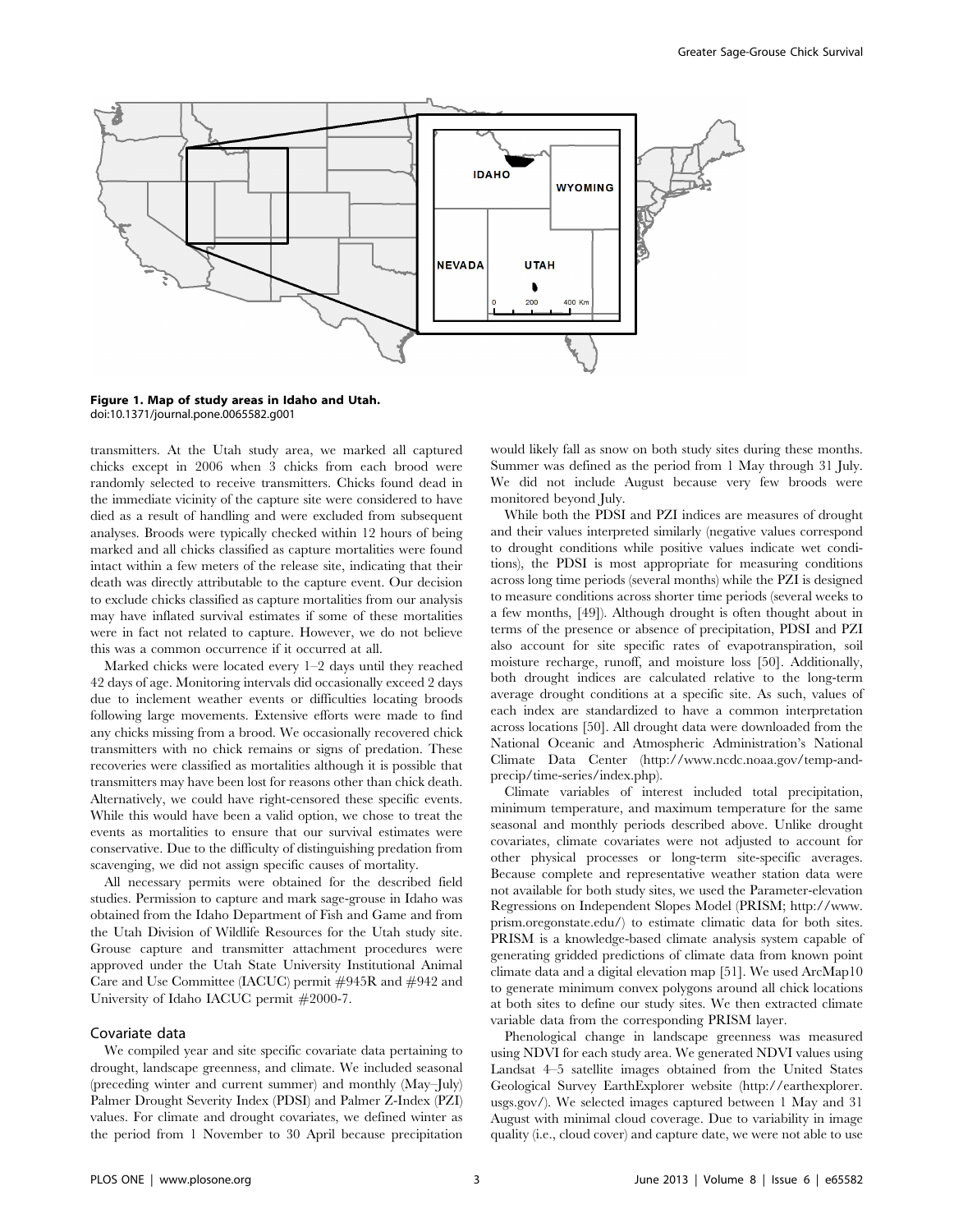IDAHO

WYOMING

NEVADA

UTAH

0 200 400 Km

**Figure 1. Map of study areas in Idaho and Utah.**
doi:10.1371/journal.pone.0065582.g001

transmitters. At the Utah study area, we marked all captured chicks except in 2006 when 3 chicks from each brood were randomly selected to receive transmitters. Chicks found dead in the immediate vicinity of the capture site were considered to have died as a result of handling and were excluded from subsequent analyses. Broods were typically checked within 12 hours of being marked and all chicks classified as capture mortalities were found intact within a few meters of the release site, indicating that their death was directly attributable to the capture event. Our decision to exclude chicks classified as capture mortalities from our analysis may have inflated survival estimates if some of these mortalities were in fact not related to capture. However, we do not believe this was a common occurrence if it occurred at all.

Marked chicks were located every 1–2 days until they reached 42 days of age. Monitoring intervals did occasionally exceed 2 days due to inclement weather events or difficulties locating broods following large movements. Extensive efforts were made to find any chicks missing from a brood. We occasionally recovered chick transmitters with no chick remains or signs of predation. These recoveries were classified as mortalities although it is possible that transmitters may have been lost for reasons other than chick death. Alternatively, we could have right-censored these specific events. While this would have been a valid option, we chose to treat the events as mortalities to ensure that our survival estimates were conservative. Due to the difficulty of distinguishing predation from scavenging, we did not assign specific causes of mortality.

All necessary permits were obtained for the described field studies. Permission to capture and mark sage-grouse in Idaho was obtained from the Idaho Department of Fish and Game and from the Utah Division of Wildlife Resources for the Utah study site. Grouse capture and transmitter attachment procedures were approved under the Utah State University Institutional Animal Care and Use Committee (IACUC) permit #945R and #942 and University of Idaho IACUC permit #2000-7.

## Covariate data

We compiled year and site specific covariate data pertaining to drought, landscape greenness, and climate. We included seasonal (preceding winter and current summer) and monthly (May–July) Palmer Drought Severity Index (PDSI) and Palmer Z-Index (PZI) values. For climate and drought covariates, we defined winter as the period from 1 November to 30 April because precipitation would likely fall as snow on both study sites during these months. Summer was defined as the period from 1 May through 31 July. We did not include August because very few broods were monitored beyond July.

While both the PDSI and PZI indices are measures of drought and their values interpreted similarly (negative values correspond to drought conditions while positive values indicate wet conditions), the PDSI is most appropriate for measuring conditions across long time periods (several months) while the PZI is designed to measure conditions across shorter time periods (several weeks to a few months, [49]). Although drought is often thought about in terms of the presence or absence of precipitation, PDSI and PZI also account for site specific rates of evapotranspiration, soil moisture recharge, runoff, and moisture loss [50]. Additionally, both drought indices are calculated relative to the long-term average drought conditions at a specific site. As such, values of each index are standardized to have a common interpretation across locations [50]. All drought data were downloaded from the National Oceanic and Atmospheric Administration's National Climate Data Center (http://www.ncdc.noaa.gov/temp-and-precip/time-series/index.php).

Climate variables of interest included total precipitation, minimum temperature, and maximum temperature for the same seasonal and monthly periods described above. Unlike drought covariates, climate covariates were not adjusted to account for other physical processes or long-term site-specific averages. Because complete and representative weather station data were not available for both study sites, we used the Parameter-elevation Regressions on Independent Slopes Model (PRISM; http://www.prism.oregonstate.edu/) to estimate climatic data for both sites. PRISM is a knowledge-based climate analysis system capable of generating gridded predictions of climate data from known point climate data and a digital elevation map [51]. We used ArcMap10 to generate minimum convex polygons around all chick locations at both sites to define our study sites. We then extracted climate variable data from the corresponding PRISM layer.

Phenological change in landscape greenness was measured using NDVI for each study area. We generated NDVI values using Landsat 4–5 satellite images obtained from the United States Geological Survey EarthExplorer website (http://earthexplorer.usgs.gov/). We selected images captured between 1 May and 31 August with minimal cloud coverage. Due to variability in image quality (i.e., cloud cover) and capture date, we were not able to use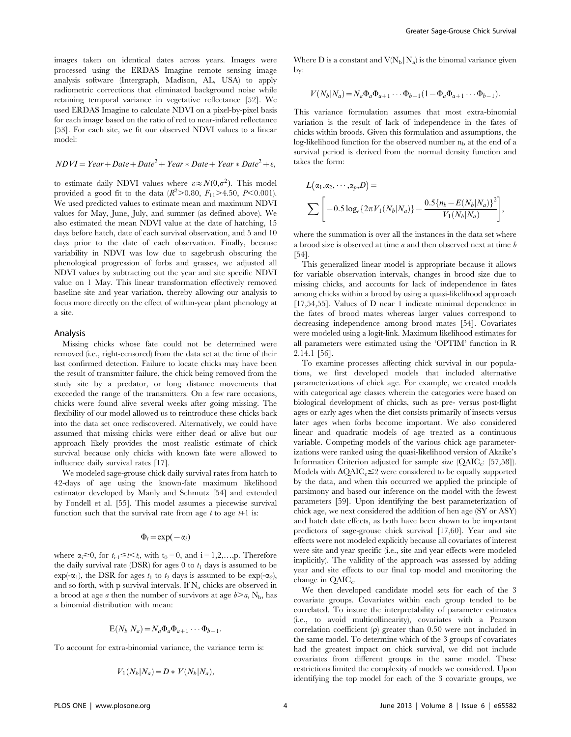images taken on identical dates across years. Images were processed using the ERDAS Imagine remote sensing image analysis software (Intergraph, Madison, AL, USA) to apply radiometric corrections that eliminated background noise while retaining temporal variance in vegetative reflectance [52]. We used ERDAS Imagine to calculate NDVI on a pixel-by-pixel basis for each image based on the ratio of red to near-infared reflectance [53]. For each site, we fit our observed NDVI values to a linear model:

$$NDVI = Year + Date + Date^2 + Year * Date + Year * Date^2 + \varepsilon,$$

to estimate daily NDVI values where $\varepsilon \approx N(0,\sigma^2)$. This model provided a good fit to the data ($R^2 > 0.80$, $F_{11} > 4.50$, $P < 0.001$). We used predicted values to estimate mean and maximum NDVI values for May, June, July, and summer (as defined above). We also estimated the mean NDVI value at the date of hatching, 15 days before hatch, date of each survival observation, and 5 and 10 days prior to the date of each observation. Finally, because variability in NDVI was low due to sagebrush obscuring the phenological progression of forbs and grasses, we adjusted all NDVI values by subtracting out the year and site specific NDVI value on 1 May. This linear transformation effectively removed baseline site and year variation, thereby allowing our analysis to focus more directly on the effect of within-year plant phenology at a site.

## Analysis

Missing chicks whose fate could not be determined were removed (i.e., right-censored) from the data set at the time of their last confirmed detection. Failure to locate chicks may have been the result of transmitter failure, the chick being removed from the study site by a predator, or long distance movements that exceeded the range of the transmitters. On a few rare occasions, chicks were found alive several weeks after going missing. The flexibility of our model allowed us to reintroduce these chicks back into the data set once rediscovered. Alternatively, we could have assumed that missing chicks were either dead or alive but our approach likely provides the most realistic estimate of chick survival because only chicks with known fate were allowed to influence daily survival rates [17].

We modeled sage-grouse chick daily survival rates from hatch to 42-days of age using the known-fate maximum likelihood estimator developed by Manly and Schmutz [54] and extended by Fondell et al. [55]. This model assumes a piecewise survival function such that the survival rate from age $t$ to age $t$+1 is:

$$\Phi_t = \exp(-\alpha_i)$$

where $\alpha_i \geq 0$, for $t_{i-1} \leq t < t_i$, with $t_0 = 0$, and $i = 1,2,\ldots,p$. Therefore the daily survival rate (DSR) for ages 0 to $t_1$ days is assumed to be $\exp(-\alpha_1)$, the DSR for ages $t_1$ to $t_2$ days is assumed to be $\exp(-\alpha_2)$, and so forth, with p survival intervals. If $N_a$ chicks are observed in a brood at age $a$ then the number of survivors at age $b > a$, $N_b$, has a binomial distribution with mean:

$$E(N_b|N_a) = N_a \Phi_a \Phi_{a+1} \cdots \Phi_{b-1}.$$

To account for extra-binomial variance, the variance term is:

$$V_1(N_b|N_a) = D * V(N_b|N_a),$$

Where D is a constant and $V(N_b|N_a)$ is the binomal variance given by:

$$V(N_b|N_a) = N_a \Phi_a \Phi_{a+1} \cdots \Phi_{b-1}(1 - \Phi_a \Phi_{a+1} \cdots \Phi_{b-1}).$$

This variance formulation assumes that most extra-binomial variation is the result of lack of independence in the fates of chicks within broods. Given this formulation and assumptions, the log-likelihood function for the observed number $n_b$ at the end of a survival period is derived from the normal density function and takes the form:

$$L(\alpha_1, \alpha_2, \cdots, \alpha_p, D) = \sum \left[ -0.5 \log_e\{2\pi V_1(N_b|N_a)\} - \frac{0.5\{n_b - E(N_b|N_a)\}^2}{V_1(N_b|N_a)} \right],$$

where the summation is over all the instances in the data set where a brood size is observed at time $a$ and then observed next at time $b$ [54].

This generalized linear model is appropriate because it allows for variable observation intervals, changes in brood size due to missing chicks, and accounts for lack of independence in fates among chicks within a brood by using a quasi-likelihood approach [17,54,55]. Values of D near 1 indicate minimal dependence in the fates of brood mates whereas larger values correspond to decreasing independence among brood mates [54]. Covariates were modeled using a logit-link. Maximum likelihood estimates for all parameters were estimated using the 'OPTIM' function in R 2.14.1 [56].

To examine processes affecting chick survival in our populations, we first developed models that included alternative parameterizations of chick age. For example, we created models with categorical age classes wherein the categories were based on biological development of chicks, such as pre- versus post-flight ages or early ages when the diet consists primarily of insects versus later ages when forbs become important. We also considered linear and quadratic models of age treated as a continuous variable. Competing models of the various chick age parameterizations were ranked using the quasi-likelihood version of Akaike's Information Criterion adjusted for sample size ($QAIC_c$: [57,58]). Models with $\Delta QAIC_c \leq 2$ were considered to be equally supported by the data, and when this occurred we applied the principle of parsimony and based our inference on the model with the fewest parameters [59]. Upon identifying the best parameterization of chick age, we next considered the addition of hen age (SY or ASY) and hatch date effects, as both have been shown to be important predictors of sage-grouse chick survival [17,60]. Year and site effects were not modeled explicitly because all covariates of interest were site and year specific (i.e., site and year effects were modeled implicitly). The validity of the approach was assessed by adding year and site effects to our final top model and monitoring the change in $QAIC_c$.

We then developed candidate model sets for each of the 3 covariate groups. Covariates within each group tended to be correlated. To insure the interpretability of parameter estimates (i.e., to avoid multicollinearity), covariates with a Pearson correlation coefficient ($\rho$) greater than 0.50 were not included in the same model. To determine which of the 3 groups of covariates had the greatest impact on chick survival, we did not include covariates from different groups in the same model. These restrictions limited the complexity of models we considered. Upon identifying the top model for each of the 3 covariate groups, we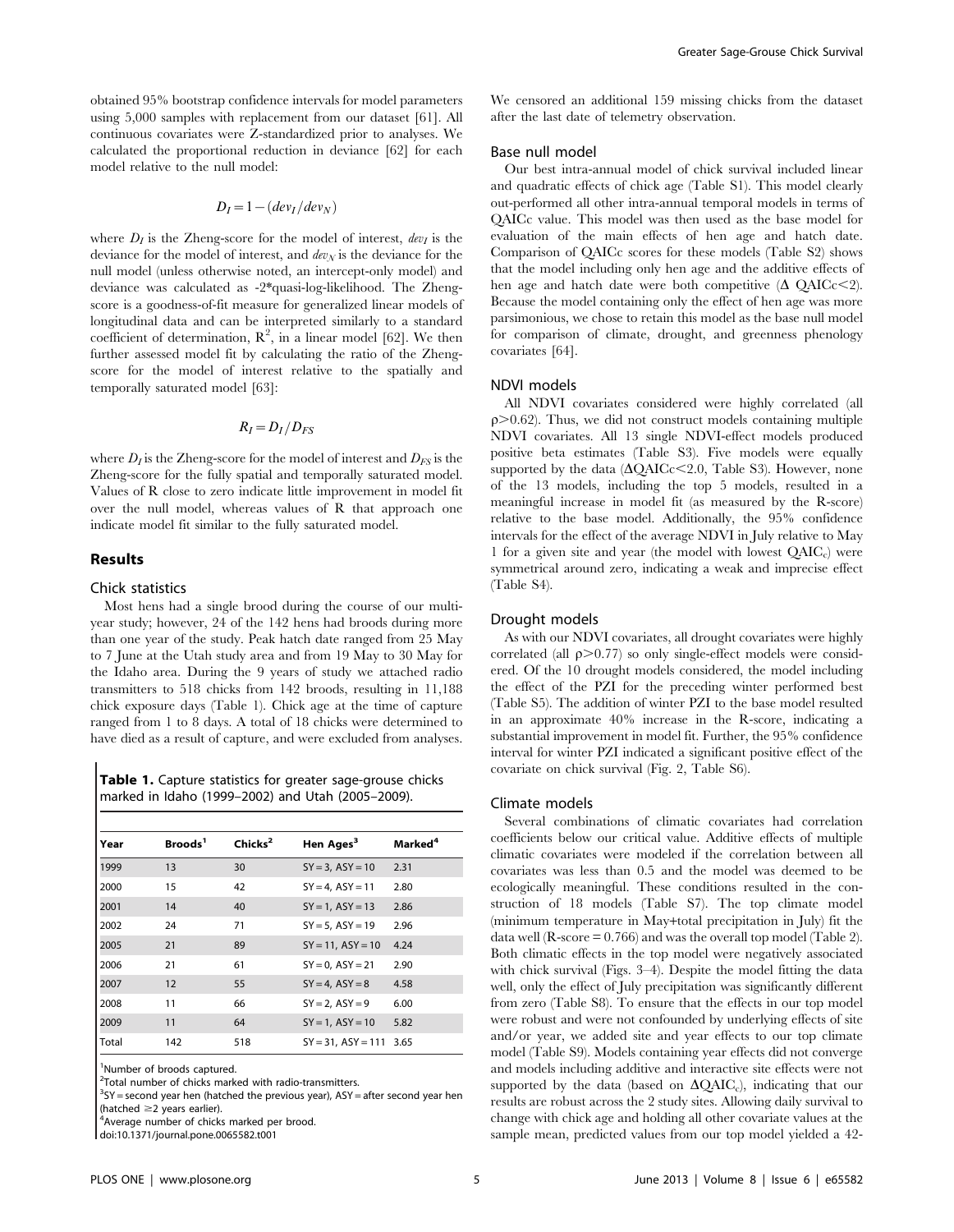obtained 95% bootstrap confidence intervals for model parameters using 5,000 samples with replacement from our dataset [61]. All continuous covariates were Z-standardized prior to analyses. We calculated the proportional reduction in deviance [62] for each model relative to the null model:

$$D_I = 1 - (dev_I / dev_N)$$

where $D_I$ is the Zheng-score for the model of interest, $dev_I$ is the deviance for the model of interest, and $dev_N$ is the deviance for the null model (unless otherwise noted, an intercept-only model) and deviance was calculated as -2*quasi-log-likelihood. The Zheng-score is a goodness-of-fit measure for generalized linear models of longitudinal data and can be interpreted similarly to a standard coefficient of determination, $R^2$, in a linear model [62]. We then further assessed model fit by calculating the ratio of the Zheng-score for the model of interest relative to the spatially and temporally saturated model [63]:

$$R_I = D_I / D_{FS}$$

where $D_I$ is the Zheng-score for the model of interest and $D_{FS}$ is the Zheng-score for the fully spatial and temporally saturated model. Values of R close to zero indicate little improvement in model fit over the null model, whereas values of R that approach one indicate model fit similar to the fully saturated model.

## Results

### Chick statistics

Most hens had a single brood during the course of our multi-year study; however, 24 of the 142 hens had broods during more than one year of the study. Peak hatch date ranged from 25 May to 7 June at the Utah study area and from 19 May to 30 May for the Idaho area. During the 9 years of study we attached radio transmitters to 518 chicks from 142 broods, resulting in 11,188 chick exposure days (Table 1). Chick age at the time of capture ranged from 1 to 8 days. A total of 18 chicks were determined to have died as a result of capture, and were excluded from analyses.

**Table 1.** Capture statistics for greater sage-grouse chicks marked in Idaho (1999–2002) and Utah (2005–2009).

| Year | Broods[1] | Chicks[2] | Hen Ages[3] | Marked[4] |
|---|---|---|---|---|
| 1999 | 13 | 30 | SY = 3, ASY = 10 | 2.31 |
| 2000 | 15 | 42 | SY = 4, ASY = 11 | 2.80 |
| 2001 | 14 | 40 | SY = 1, ASY = 13 | 2.86 |
| 2002 | 24 | 71 | SY = 5, ASY = 19 | 2.96 |
| 2005 | 21 | 89 | SY = 11, ASY = 10 | 4.24 |
| 2006 | 21 | 61 | SY = 0, ASY = 21 | 2.90 |
| 2007 | 12 | 55 | SY = 4, ASY = 8 | 4.58 |
| 2008 | 11 | 66 | SY = 2, ASY = 9 | 6.00 |
| 2009 | 11 | 64 | SY = 1, ASY = 10 | 5.82 |
| Total | 142 | 518 | SY = 31, ASY = 111 | 3.65 |

[1]Number of broods captured.
[2]Total number of chicks marked with radio-transmitters.
[3]SY = second year hen (hatched the previous year), ASY = after second year hen (hatched ≥2 years earlier).
[4]Average number of chicks marked per brood.
doi:10.1371/journal.pone.0065582.t001

We censored an additional 159 missing chicks from the dataset after the last date of telemetry observation.

### Base null model

Our best intra-annual model of chick survival included linear and quadratic effects of chick age (Table S1). This model clearly out-performed all other intra-annual temporal models in terms of QAICc value. This model was then used as the base model for evaluation of the main effects of hen age and hatch date. Comparison of QAICc scores for these models (Table S2) shows that the model including only hen age and the additive effects of hen age and hatch date were both competitive (Δ QAICc<2). Because the model containing only the effect of hen age was more parsimonious, we chose to retain this model as the base null model for comparison of climate, drought, and greenness phenology covariates [64].

### NDVI models

All NDVI covariates considered were highly correlated (all $\rho > 0.62$). Thus, we did not construct models containing multiple NDVI covariates. All 13 single NDVI-effect models produced positive beta estimates (Table S3). Five models were equally supported by the data (ΔQAICc<2.0, Table S3). However, none of the 13 models, including the top 5 models, resulted in a meaningful increase in model fit (as measured by the R-score) relative to the base model. Additionally, the 95% confidence intervals for the effect of the average NDVI in July relative to May 1 for a given site and year (the model with lowest $QAIC_c$) were symmetrical around zero, indicating a weak and imprecise effect (Table S4).

### Drought models

As with our NDVI covariates, all drought covariates were highly correlated (all $\rho > 0.77$) so only single-effect models were considered. Of the 10 drought models considered, the model including the effect of the PZI for the preceding winter performed best (Table S5). The addition of winter PZI to the base model resulted in an approximate 40% increase in the R-score, indicating a substantial improvement in model fit. Further, the 95% confidence interval for winter PZI indicated a significant positive effect of the covariate on chick survival (Fig. 2, Table S6).

### Climate models

Several combinations of climatic covariates had correlation coefficients below our critical value. Additive effects of multiple climatic covariates were modeled if the correlation between all covariates was less than 0.5 and the model was deemed to be ecologically meaningful. These conditions resulted in the construction of 18 models (Table S7). The top climate model (minimum temperature in May+total precipitation in July) fit the data well (R-score = 0.766) and was the overall top model (Table 2). Both climatic effects in the top model were negatively associated with chick survival (Figs. 3–4). Despite the model fitting the data well, only the effect of July precipitation was significantly different from zero (Table S8). To ensure that the effects in our top model were robust and were not confounded by underlying effects of site and/or year, we added site and year effects to our top climate model (Table S9). Models containing year effects did not converge and models including additive and interactive site effects were not supported by the data (based on $\Delta QAIC_c$), indicating that our results are robust across the 2 study sites. Allowing daily survival to change with chick age and holding all other covariate values at the sample mean, predicted values from our top model yielded a 42-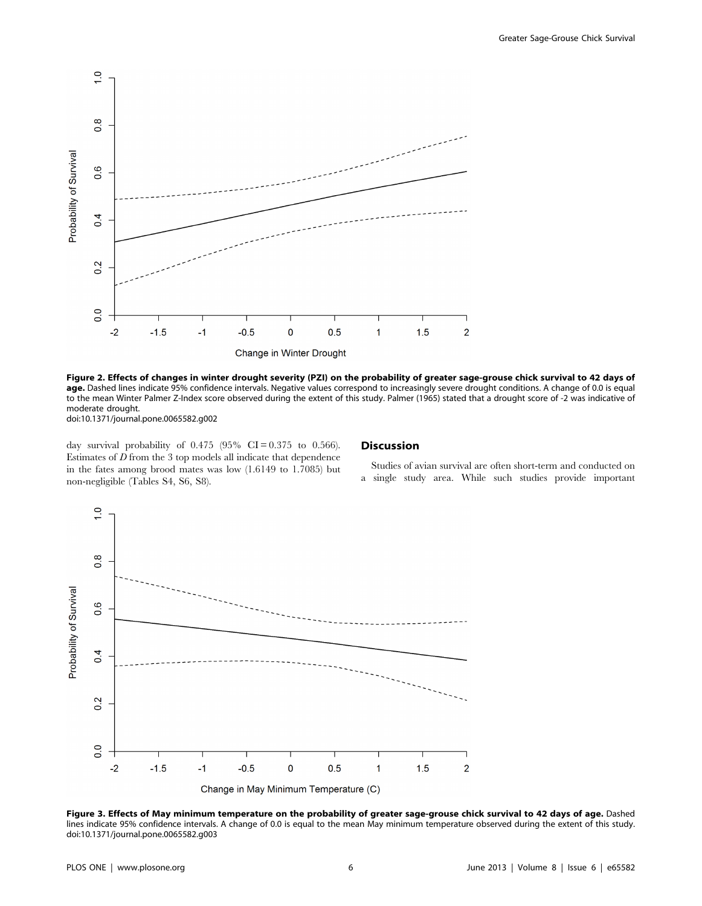**Figure 2. Effects of changes in winter drought severity (PZI) on the probability of greater sage-grouse chick survival to 42 days of age.** Dashed lines indicate 95% confidence intervals. Negative values correspond to increasingly severe drought conditions. A change of 0.0 is equal to the mean Winter Palmer Z-Index score observed during the extent of this study. Palmer (1965) stated that a drought score of -2 was indicative of moderate drought.
doi:10.1371/journal.pone.0065582.g002

day survival probability of 0.475 (95% CI = 0.375 to 0.566). Estimates of $D$ from the 3 top models all indicate that dependence in the fates among brood mates was low (1.6149 to 1.7085) but non-negligible (Tables S4, S6, S8).

## Discussion

Studies of avian survival are often short-term and conducted on a single study area. While such studies provide important

**Figure 3. Effects of May minimum temperature on the probability of greater sage-grouse chick survival to 42 days of age.** Dashed lines indicate 95% confidence intervals. A change of 0.0 is equal to the mean May minimum temperature observed during the extent of this study.
doi:10.1371/journal.pone.0065582.g003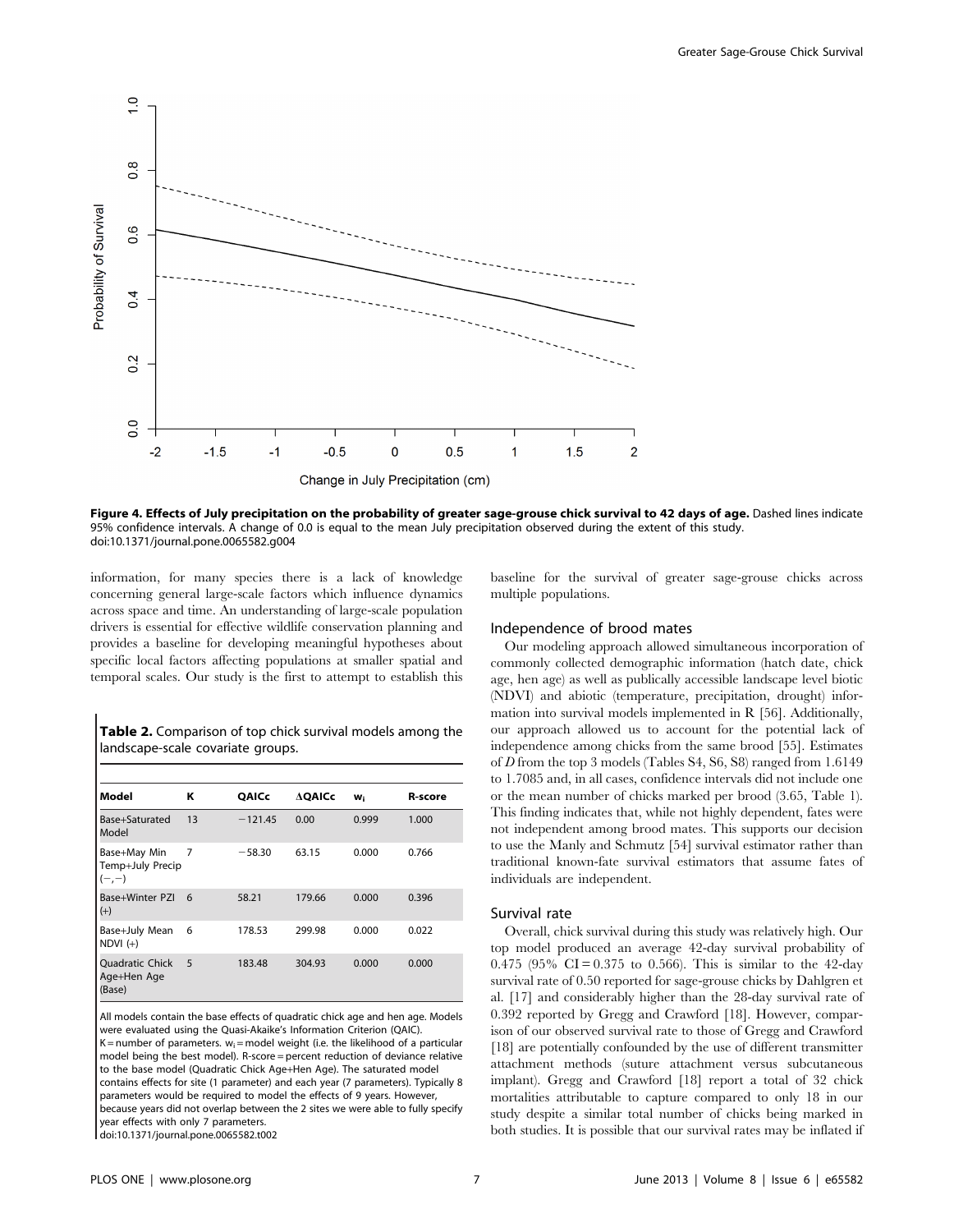Figure 4. Effects of July precipitation on the probability of greater sage-grouse chick survival to 42 days of age. Dashed lines indicate 95% confidence intervals. A change of 0.0 is equal to the mean July precipitation observed during the extent of this study.
doi:10.1371/journal.pone.0065582.g004

information, for many species there is a lack of knowledge concerning general large-scale factors which influence dynamics across space and time. An understanding of large-scale population drivers is essential for effective wildlife conservation planning and provides a baseline for developing meaningful hypotheses about specific local factors affecting populations at smaller spatial and temporal scales. Our study is the first to attempt to establish this baseline for the survival of greater sage-grouse chicks across multiple populations.

**Table 2.** Comparison of top chick survival models among the landscape-scale covariate groups.

| Model | K | QAICc | ΔQAICc | $w_i$ | R-score |
|---|---|---|---|---|---|
| Base+Saturated Model | 13 | −121.45 | 0.00 | 0.999 | 1.000 |
| Base+May Min Temp+July Precip (−,−) | 7 | −58.30 | 63.15 | 0.000 | 0.766 |
| Base+Winter PZI (+) | 6 | 58.21 | 179.66 | 0.000 | 0.396 |
| Base+July Mean NDVI (+) | 6 | 178.53 | 299.98 | 0.000 | 0.022 |
| Quadratic Chick Age+Hen Age (Base) | 5 | 183.48 | 304.93 | 0.000 | 0.000 |

All models contain the base effects of quadratic chick age and hen age. Models were evaluated using the Quasi-Akaike's Information Criterion (QAIC). K = number of parameters. $w_i$ = model weight (i.e. the likelihood of a particular model being the best model). R-score = percent reduction of deviance relative to the base model (Quadratic Chick Age+Hen Age). The saturated model contains effects for site (1 parameter) and each year (7 parameters). Typically 8 parameters would be required to model the effects of 9 years. However, because years did not overlap between the 2 sites we were able to fully specify year effects with only 7 parameters.
doi:10.1371/journal.pone.0065582.t002

## Independence of brood mates

Our modeling approach allowed simultaneous incorporation of commonly collected demographic information (hatch date, chick age, hen age) as well as publically accessible landscape level biotic (NDVI) and abiotic (temperature, precipitation, drought) information into survival models implemented in R [56]. Additionally, our approach allowed us to account for the potential lack of independence among chicks from the same brood [55]. Estimates of $D$ from the top 3 models (Tables S4, S6, S8) ranged from 1.6149 to 1.7085 and, in all cases, confidence intervals did not include one or the mean number of chicks marked per brood (3.65, Table 1). This finding indicates that, while not highly dependent, fates were not independent among brood mates. This supports our decision to use the Manly and Schmutz [54] survival estimator rather than traditional known-fate survival estimators that assume fates of individuals are independent.

## Survival rate

Overall, chick survival during this study was relatively high. Our top model produced an average 42-day survival probability of 0.475 (95% CI = 0.375 to 0.566). This is similar to the 42-day survival rate of 0.50 reported for sage-grouse chicks by Dahlgren et al. [17] and considerably higher than the 28-day survival rate of 0.392 reported by Gregg and Crawford [18]. However, comparison of our observed survival rate to those of Gregg and Crawford [18] are potentially confounded by the use of different transmitter attachment methods (suture attachment versus subcutaneous implant). Gregg and Crawford [18] report a total of 32 chick mortalities attributable to capture compared to only 18 in our study despite a similar total number of chicks being marked in both studies. It is possible that our survival rates may be inflated if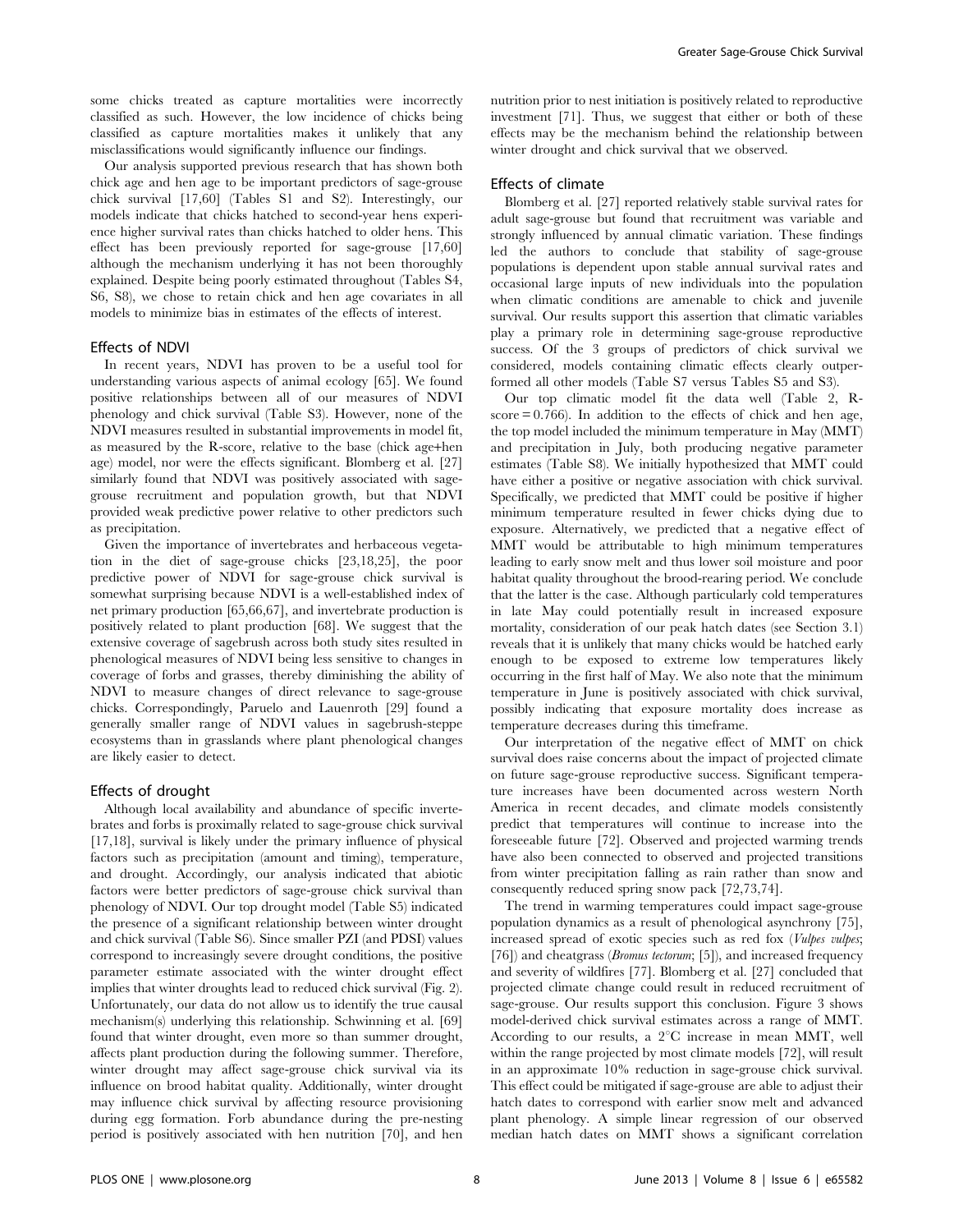some chicks treated as capture mortalities were incorrectly classified as such. However, the low incidence of chicks being classified as capture mortalities makes it unlikely that any misclassifications would significantly influence our findings.

Our analysis supported previous research that has shown both chick age and hen age to be important predictors of sage-grouse chick survival [17,60] (Tables S1 and S2). Interestingly, our models indicate that chicks hatched to second-year hens experience higher survival rates than chicks hatched to older hens. This effect has been previously reported for sage-grouse [17,60] although the mechanism underlying it has not been thoroughly explained. Despite being poorly estimated throughout (Tables S4, S6, S8), we chose to retain chick and hen age covariates in all models to minimize bias in estimates of the effects of interest.

### Effects of NDVI

In recent years, NDVI has proven to be a useful tool for understanding various aspects of animal ecology [65]. We found positive relationships between all of our measures of NDVI phenology and chick survival (Table S3). However, none of the NDVI measures resulted in substantial improvements in model fit, as measured by the R-score, relative to the base (chick age+hen age) model, nor were the effects significant. Blomberg et al. [27] similarly found that NDVI was positively associated with sage-grouse recruitment and population growth, but that NDVI provided weak predictive power relative to other predictors such as precipitation.

Given the importance of invertebrates and herbaceous vegetation in the diet of sage-grouse chicks [23,18,25], the poor predictive power of NDVI for sage-grouse chick survival is somewhat surprising because NDVI is a well-established index of net primary production [65,66,67], and invertebrate production is positively related to plant production [68]. We suggest that the extensive coverage of sagebrush across both study sites resulted in phenological measures of NDVI being less sensitive to changes in coverage of forbs and grasses, thereby diminishing the ability of NDVI to measure changes of direct relevance to sage-grouse chicks. Correspondingly, Paruelo and Lauenroth [29] found a generally smaller range of NDVI values in sagebrush-steppe ecosystems than in grasslands where plant phenological changes are likely easier to detect.

### Effects of drought

Although local availability and abundance of specific invertebrates and forbs is proximally related to sage-grouse chick survival [17,18], survival is likely under the primary influence of physical factors such as precipitation (amount and timing), temperature, and drought. Accordingly, our analysis indicated that abiotic factors were better predictors of sage-grouse chick survival than phenology of NDVI. Our top drought model (Table S5) indicated the presence of a significant relationship between winter drought and chick survival (Table S6). Since smaller PZI (and PDSI) values correspond to increasingly severe drought conditions, the positive parameter estimate associated with the winter drought effect implies that winter droughts lead to reduced chick survival (Fig. 2). Unfortunately, our data do not allow us to identify the true causal mechanism(s) underlying this relationship. Schwinning et al. [69] found that winter drought, even more so than summer drought, affects plant production during the following summer. Therefore, winter drought may affect sage-grouse chick survival via its influence on brood habitat quality. Additionally, winter drought may influence chick survival by affecting resource provisioning during egg formation. Forb abundance during the pre-nesting period is positively associated with hen nutrition [70], and hen nutrition prior to nest initiation is positively related to reproductive investment [71]. Thus, we suggest that either or both of these effects may be the mechanism behind the relationship between winter drought and chick survival that we observed.

### Effects of climate

Blomberg et al. [27] reported relatively stable survival rates for adult sage-grouse but found that recruitment was variable and strongly influenced by annual climatic variation. These findings led the authors to conclude that stability of sage-grouse populations is dependent upon stable annual survival rates and occasional large inputs of new individuals into the population when climatic conditions are amenable to chick and juvenile survival. Our results support this assertion that climatic variables play a primary role in determining sage-grouse reproductive success. Of the 3 groups of predictors of chick survival we considered, models containing climatic effects clearly outperformed all other models (Table S7 versus Tables S5 and S3).

Our top climatic model fit the data well (Table 2, R-score = 0.766). In addition to the effects of chick and hen age, the top model included the minimum temperature in May (MMT) and precipitation in July, both producing negative parameter estimates (Table S8). We initially hypothesized that MMT could have either a positive or negative association with chick survival. Specifically, we predicted that MMT could be positive if higher minimum temperature resulted in fewer chicks dying due to exposure. Alternatively, we predicted that a negative effect of MMT would be attributable to high minimum temperatures leading to early snow melt and thus lower soil moisture and poor habitat quality throughout the brood-rearing period. We conclude that the latter is the case. Although particularly cold temperatures in late May could potentially result in increased exposure mortality, consideration of our peak hatch dates (see Section 3.1) reveals that it is unlikely that many chicks would be hatched early enough to be exposed to extreme low temperatures likely occurring in the first half of May. We also note that the minimum temperature in June is positively associated with chick survival, possibly indicating that exposure mortality does increase as temperature decreases during this timeframe.

Our interpretation of the negative effect of MMT on chick survival does raise concerns about the impact of projected climate on future sage-grouse reproductive success. Significant temperature increases have been documented across western North America in recent decades, and climate models consistently predict that temperatures will continue to increase into the foreseeable future [72]. Observed and projected warming trends have also been connected to observed and projected transitions from winter precipitation falling as rain rather than snow and consequently reduced spring snow pack [72,73,74].

The trend in warming temperatures could impact sage-grouse population dynamics as a result of phenological asynchrony [75], increased spread of exotic species such as red fox (*Vulpes vulpes*; [76]) and cheatgrass (*Bromus tectorum*; [5]), and increased frequency and severity of wildfires [77]. Blomberg et al. [27] concluded that projected climate change could result in reduced recruitment of sage-grouse. Our results support this conclusion. Figure 3 shows model-derived chick survival estimates across a range of MMT. According to our results, a 2°C increase in mean MMT, well within the range projected by most climate models [72], will result in an approximate 10% reduction in sage-grouse chick survival. This effect could be mitigated if sage-grouse are able to adjust their hatch dates to correspond with earlier snow melt and advanced plant phenology. A simple linear regression of our observed median hatch dates on MMT shows a significant correlation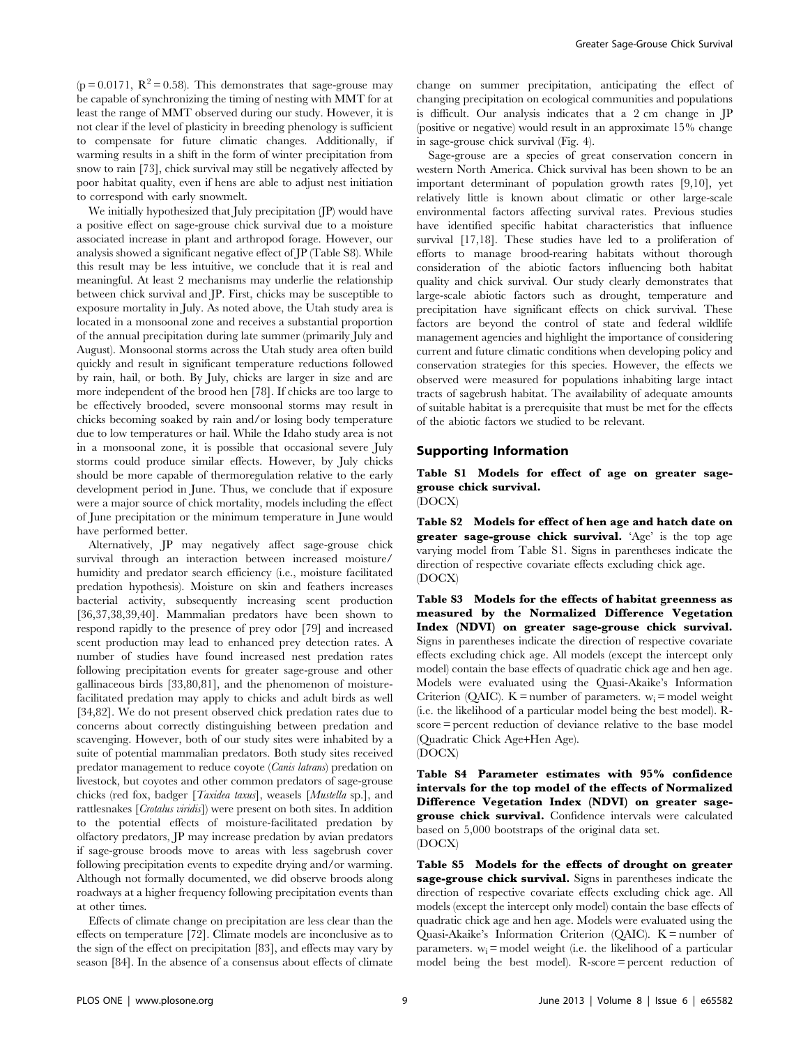($p = 0.0171$, $R^2 = 0.58$). This demonstrates that sage-grouse may be capable of synchronizing the timing of nesting with MMT for at least the range of MMT observed during our study. However, it is not clear if the level of plasticity in breeding phenology is sufficient to compensate for future climatic changes. Additionally, if warming results in a shift in the form of winter precipitation from snow to rain [73], chick survival may still be negatively affected by poor habitat quality, even if hens are able to adjust nest initiation to correspond with early snowmelt.

We initially hypothesized that July precipitation (JP) would have a positive effect on sage-grouse chick survival due to a moisture associated increase in plant and arthropod forage. However, our analysis showed a significant negative effect of JP (Table S8). While this result may be less intuitive, we conclude that it is real and meaningful. At least 2 mechanisms may underlie the relationship between chick survival and JP. First, chicks may be susceptible to exposure mortality in July. As noted above, the Utah study area is located in a monsoonal zone and receives a substantial proportion of the annual precipitation during late summer (primarily July and August). Monsoonal storms across the Utah study area often build quickly and result in significant temperature reductions followed by rain, hail, or both. By July, chicks are larger in size and are more independent of the brood hen [78]. If chicks are too large to be effectively brooded, severe monsoonal storms may result in chicks becoming soaked by rain and/or losing body temperature due to low temperatures or hail. While the Idaho study area is not in a monsoonal zone, it is possible that occasional severe July storms could produce similar effects. However, by July chicks should be more capable of thermoregulation relative to the early development period in June. Thus, we conclude that if exposure were a major source of chick mortality, models including the effect of June precipitation or the minimum temperature in June would have performed better.

Alternatively, JP may negatively affect sage-grouse chick survival through an interaction between increased moisture/humidity and predator search efficiency (i.e., moisture facilitated predation hypothesis). Moisture on skin and feathers increases bacterial activity, subsequently increasing scent production [36,37,38,39,40]. Mammalian predators have been shown to respond rapidly to the presence of prey odor [79] and increased scent production may lead to enhanced prey detection rates. A number of studies have found increased nest predation rates following precipitation events for greater sage-grouse and other gallinaceous birds [33,80,81], and the phenomenon of moisture-facilitated predation may apply to chicks and adult birds as well [34,82]. We do not present observed chick predation rates due to concerns about correctly distinguishing between predation and scavenging. However, both of our study sites were inhabited by a suite of potential mammalian predators. Both study sites received predator management to reduce coyote (*Canis latrans*) predation on livestock, but coyotes and other common predators of sage-grouse chicks (red fox, badger [*Taxidea taxus*], weasels [*Mustella* sp.], and rattlesnakes [*Crotalus viridis*]) were present on both sites. In addition to the potential effects of moisture-facilitated predation by olfactory predators, JP may increase predation by avian predators if sage-grouse broods move to areas with less sagebrush cover following precipitation events to expedite drying and/or warming. Although not formally documented, we did observe broods along roadways at a higher frequency following precipitation events than at other times.

Effects of climate change on precipitation are less clear than the effects on temperature [72]. Climate models are inconclusive as to the sign of the effect on precipitation [83], and effects may vary by season [84]. In the absence of a consensus about effects of climate change on summer precipitation, anticipating the effect of changing precipitation on ecological communities and populations is difficult. Our analysis indicates that a 2 cm change in JP (positive or negative) would result in an approximate 15% change in sage-grouse chick survival (Fig. 4).

Sage-grouse are a species of great conservation concern in western North America. Chick survival has been shown to be an important determinant of population growth rates [9,10], yet relatively little is known about climatic or other large-scale environmental factors affecting survival rates. Previous studies have identified specific habitat characteristics that influence survival [17,18]. These studies have led to a proliferation of efforts to manage brood-rearing habitats without thorough consideration of the abiotic factors influencing both habitat quality and chick survival. Our study clearly demonstrates that large-scale abiotic factors such as drought, temperature and precipitation have significant effects on chick survival. These factors are beyond the control of state and federal wildlife management agencies and highlight the importance of considering current and future climatic conditions when developing policy and conservation strategies for this species. However, the effects we observed were measured for populations inhabiting large intact tracts of sagebrush habitat. The availability of adequate amounts of suitable habitat is a prerequisite that must be met for the effects of the abiotic factors we studied to be relevant.

## Supporting Information

**Table S1 Models for effect of age on greater sage-grouse chick survival.**
(DOCX)

**Table S2 Models for effect of hen age and hatch date on greater sage-grouse chick survival.** 'Age' is the top age varying model from Table S1. Signs in parentheses indicate the direction of respective covariate effects excluding chick age.
(DOCX)

**Table S3 Models for the effects of habitat greenness as measured by the Normalized Difference Vegetation Index (NDVI) on greater sage-grouse chick survival.** Signs in parentheses indicate the direction of respective covariate effects excluding chick age. All models (except the intercept only model) contain the base effects of quadratic chick age and hen age. Models were evaluated using the Quasi-Akaike's Information Criterion (QAIC). K = number of parameters. $w_i$ = model weight (i.e. the likelihood of a particular model being the best model). R-score = percent reduction of deviance relative to the base model (Quadratic Chick Age+Hen Age).
(DOCX)

**Table S4 Parameter estimates with 95% confidence intervals for the top model of the effects of Normalized Difference Vegetation Index (NDVI) on greater sage-grouse chick survival.** Confidence intervals were calculated based on 5,000 bootstraps of the original data set.
(DOCX)

**Table S5 Models for the effects of drought on greater sage-grouse chick survival.** Signs in parentheses indicate the direction of respective covariate effects excluding chick age. All models (except the intercept only model) contain the base effects of quadratic chick age and hen age. Models were evaluated using the Quasi-Akaike's Information Criterion (QAIC). K = number of parameters. $w_i$ = model weight (i.e. the likelihood of a particular model being the best model). R-score = percent reduction of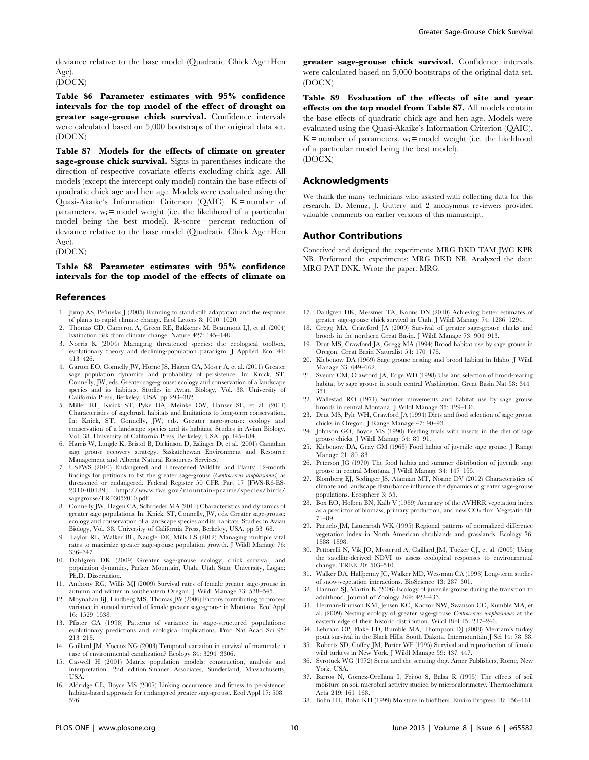deviance relative to the base model (Quadratic Chick Age+Hen Age).
(DOCX)

**Table S6 Parameter estimates with 95% confidence intervals for the top model of the effect of drought on greater sage-grouse chick survival.** Confidence intervals were calculated based on 5,000 bootstraps of the original data set.
(DOCX)

**Table S7 Models for the effects of climate on greater sage-grouse chick survival.** Signs in parentheses indicate the direction of respective covariate effects excluding chick age. All models (except the intercept only model) contain the base effects of quadratic chick age and hen age. Models were evaluated using the Quasi-Akaike's Information Criterion (QAIC). K = number of parameters. $w_i$ = model weight (i.e. the likelihood of a particular model being the best model). R-score = percent reduction of deviance relative to the base model (Quadratic Chick Age+Hen Age).
(DOCX)

**Table S8 Parameter estimates with 95% confidence intervals for the top model of the effects of climate on greater sage-grouse chick survival.** Confidence intervals were calculated based on 5,000 bootstraps of the original data set.
(DOCX)

**Table S9 Evaluation of the effects of site and year effects on the top model from Table S7.** All models contain the base effects of quadratic chick age and hen age. Models were evaluated using the Quasi-Akaike's Information Criterion (QAIC). K = number of parameters. $w_i$ = model weight (i.e. the likelihood of a particular model being the best model).
(DOCX)

## Acknowledgments

We thank the many technicians who assisted with collecting data for this research. D. Menuz, J. Guttery and 2 anonymous reviewers provided valuable comments on earlier versions of this manuscript.

## Author Contributions

Conceived and designed the experiments: MRG DKD TAM JWC KPR NB. Performed the experiments: MRG DKD NB. Analyzed the data: MRG PAT DNK. Wrote the paper: MRG.

## References

1. Jump AS, Peñuelas J (2005) Running to stand still: adaptation and the response of plants to rapid climate change. Ecol Letters 8: 1010–1020.
2. Thomas CD, Cameron A, Green RE, Bakkenes M, Beaumont LJ, et al. (2004) Extinction risk from climate change. Nature 427: 145–148.
3. Norris K (2004) Managing threatened species: the ecological toolbox, evolutionary theory and declining-population paradigm. J Applied Ecol 41: 413–426.
4. Garton EO, Connelly JW, Horne JS, Hagen CA, Moser A, et al. (2011) Greater sage population dynamics and probability of persistence. In: Knick, ST, Connelly, JW, eds. Greater sage-grouse: ecology and conservation of a landscape species and its habitats. Studies in Avian Biology, Vol. 38. University of California Press, Berkeley, USA. pp 293–382.
5. Miller RF, Knick ST, Pyke DA, Meinke CW, Hanser SE, et al. (2011) Characteristics of sagebrush habitats and limitations to long-term conservation. In: Knick, ST, Connelly, JW, eds. Greater sage-grouse: ecology and conservation of a landscape species and its habitats. Studies in Avian Biology, Vol. 38. University of California Press, Berkeley, USA. pp 145–184.
6. Harris W, Lungle K, Bristol B, Dickinson D, Eslinger D, et al. (2001) Canadian sage grouse recovery strategy. Saskatchewan Environment and Resource Management and Alberta Natural Resources Services.
7. USFWS (2010) Endangered and Threatened Wildlife and Plants; 12-month findings for petitions to list the greater sage-grouse (*Centrocercus urophasianus*) as threatened or endangered. Federal Register 50 CFR Part 17 [FWS-R6-ES-2010-00189]. http://www.fws.gov/mountain-prairie/species/birds/sagegrouse/FR03052010.pdf
8. Connelly JW, Hagen CA, Schroeder MA (2011) Characteristics and dynamics of greater sage populations. In: Knick, ST, Connelly, JW, eds. Greater sage-grouse: ecology and conservation of a landscape species and its habitats. Studies in Avian Biology, Vol. 38. University of California Press, Berkeley, USA. pp 53–68.
9. Taylor RL, Walker BL, Naugle DE, Mills LS (2012) Managing multiple vital rates to maximize greater sage-grouse population growth. J Wildl Manage 76: 336–347.
10. Dahlgren DK (2009) Greater sage-grouse ecology, chick survival, and population dynamics, Parker Mountain, Utah. Utah State University, Logan: Ph.D. Dissertation.
11. Anthony RG, Willis MJ (2009) Survival rates of female greater sage-grouse in autumn and winter in southeastern Oregon. J Wildl Manage 73: 538–545.
12. Moynahan BJ, Lindberg MS, Thomas JW (2006) Factors contributing to process variance in annual survival of female greater sage-grouse in Montana. Ecol Appl 16: 1529–1538.
13. Pfister CA (1998) Patterns of variance in stage-structured populations: evolutionary predictions and ecological implications. Proc Nat Acad Sci 95: 213–218.
14. Gaillard JM, Yoccoz NG (2003) Temporal variation in survival of mammals: a case of environmental canalization? Ecology 84: 3294–3306.
15. Caswell H (2001) Matrix population models: construction, analysis and interpretation. 2nd edition.Sinauer Associates, Sunderland, Massachusetts, USA.
16. Aldridge CL, Boyce MS (2007) Linking occurrence and fitness to persistence: habitat-based approach for endangered greater sage-grouse. Ecol Appl 17: 508–526.
17. Dahlgren DK, Messmer TA, Koons DN (2010) Achieving better estimates of greater sage-grouse chick survival in Utah. J Wildl Manage 74: 1286–1294.
18. Gregg MA, Crawford JA (2009) Survival of greater sage-grouse chicks and broods in the northern Great Basin. J Wildl Manage 73: 904–913.
19. Drut MS, Crawford JA, Gregg MA (1994) Brood habitat use by sage grouse in Oregon. Great Basin Naturalist 54: 170–176.
20. Klebenow DA (1969) Sage grouse nesting and brood habitat in Idaho. J Wildl Manage 33: 649–662.
21. Sveum CM, Crawford JA, Edge WD (1998) Use and selection of brood-rearing habitat by sage grouse in south central Washington. Great Basin Nat 58: 344–351.
22. Wallestad RO (1971) Summer movements and habitat use by sage grouse broods in central Montana. J Wildl Manage 35: 129–136.
23. Drut MS, Pyle WH, Crawford JA (1994) Diets and food selection of sage grouse chicks in Oregon. J Range Manage 47: 90–93.
24. Johnson GO, Boyce MS (1990) Feeding trials with insects in the diet of sage grouse chicks. J Wildl Manage 54: 89–91.
25. Klebenow DA, Gray GM (1968) Food habits of juvenile sage grouse. J Range Manage 21: 80–83.
26. Peterson JG (1970) The food habits and summer distribution of juvenile sage grouse in central Montana. J Wildl Manage 34: 147–155.
27. Blomberg EJ, Sedinger JS, Atamian MT, Nonne DV (2012) Characteristics of climate and landscape disturbance influence the dynamics of greater sage-grouse populations. Ecosphere 3: 55.
28. Box EO, Holben BN, Kalb V (1989) Accuracy of the AVHRR vegetation index as a predictor of biomass, primary production, and new $CO_2$ flux. Vegetatio 80: 71–89.
29. Paruelo JM, Lauenroth WK (1995) Regional patterns of normalized difference vegetation index in North American shrublands and grasslands. Ecology 76: 1888–1898.
30. Pettorelli N, Vik JO, Mysterud A, Gaillard JM, Tucker CJ, et al. (2005) Using the satellite-derived NDVI to assess ecological responses to environmental change. TREE 20: 503–510.
31. Walker DA, Halfpenny JC, Walker MD, Wessman CA (1993) Long-term studies of snow-vegetation interactions. BioScience 43: 287–301.
32. Hannon SJ, Martin K (2006) Ecology of juvenile grouse during the transition to adulthood. Journal of Zoology 269: 422–433.
33. Herman-Brunson KM, Jensen KC, Kaczor NW, Swanson CC, Rumble MA, et al. (2009) Nesting ecology of greater sage-grouse *Centrocercus urophasianus* at the eastern edge of their historic distribution. Wildl Biol 15: 237–246.
34. Lehman CP, Flake LD, Rumble MA, Thompson DJ (2008) Merriam's turkey poult survival in the Black Hills, South Dakota. Intermountain J Sci 14: 78–88.
35. Roberts SD, Coffey JM, Porter WF (1995) Survival and reproduction of female wild turkeys in New York. J Wildl Manage 59: 437–447.
36. Syrotuck WG (1972) Scent and the scenting dog. Arner Publishers, Rome, New York, USA.
37. Barros N, Gomez-Orellana I, Feijóo S, Balsa R (1995) The effects of soil moisture on soil microbial activity studied by microcalorimetry. Thermochimica Acta 249: 161–168.
38. Bohn HL, Bohn KH (1999) Moisture in biofilters. Enviro Progress 18: 156–161.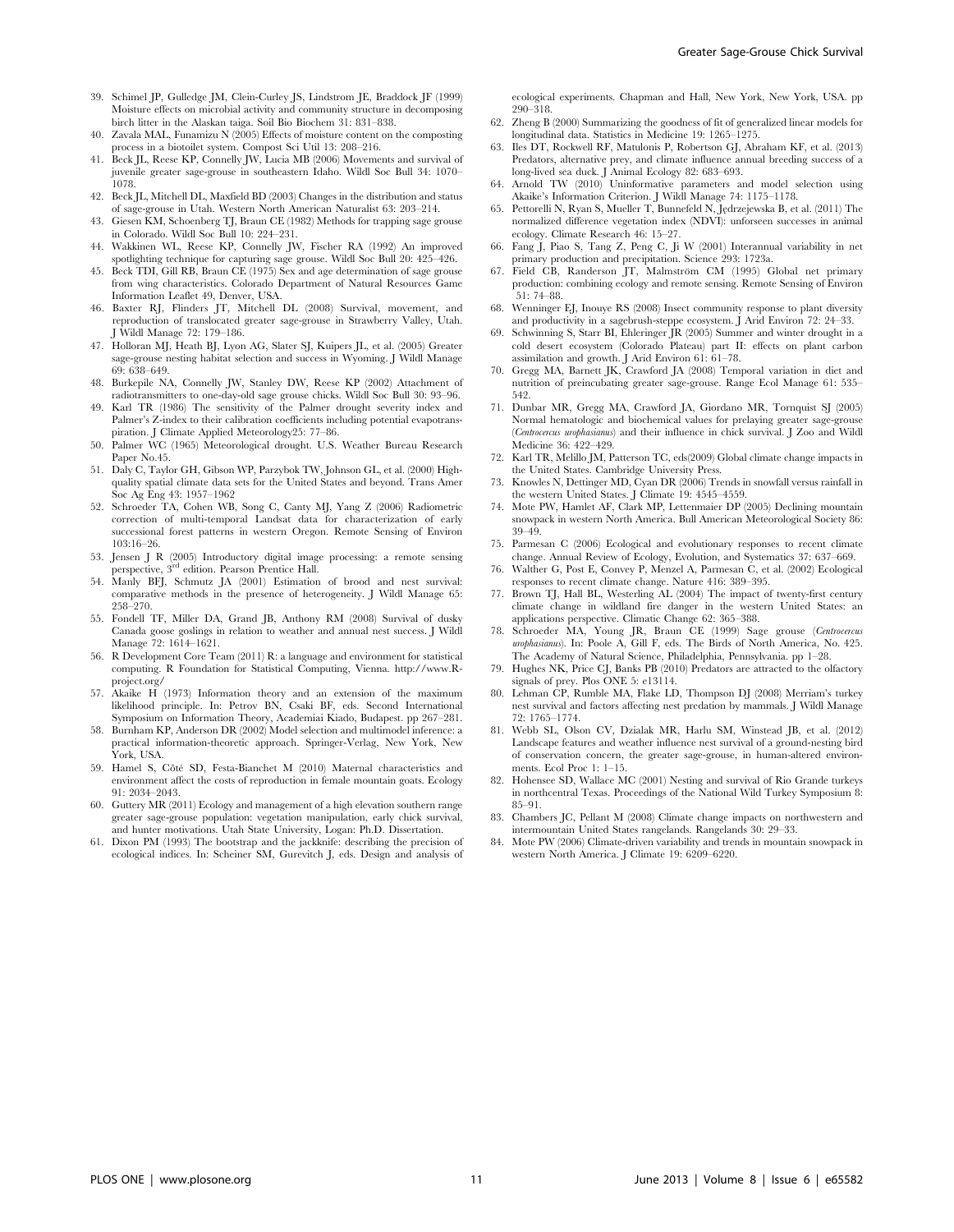39. Schimel JP, Gulledge JM, Clein-Curley JS, Lindstrom JE, Braddock JF (1999) Moisture effects on microbial activity and community structure in decomposing birch litter in the Alaskan taiga. Soil Bio Biochem 31: 831–838.
40. Zavala MAL, Funamizu N (2005) Effects of moisture content on the composting process in a biotoilet system. Compost Sci Util 13: 208–216.
41. Beck JL, Reese KP, Connelly JW, Lucia MB (2006) Movements and survival of juvenile greater sage-grouse in southeastern Idaho. Wildl Soc Bull 34: 1070–1078.
42. Beck JL, Mitchell DL, Maxfield BD (2003) Changes in the distribution and status of sage-grouse in Utah. Western North American Naturalist 63: 203–214.
43. Giesen KM, Schoenberg TJ, Braun CE (1982) Methods for trapping sage grouse in Colorado. Wildl Soc Bull 10: 224–231.
44. Wakkinen WL, Reese KP, Connelly JW, Fischer RA (1992) An improved spotlighting technique for capturing sage grouse. Wildl Soc Bull 20: 425–426.
45. Beck TDI, Gill RB, Braun CE (1975) Sex and age determination of sage grouse from wing characteristics. Colorado Department of Natural Resources Game Information Leaflet 49, Denver, USA.
46. Baxter RJ, Flinders JT, Mitchell DL (2008) Survival, movement, and reproduction of translocated greater sage-grouse in Strawberry Valley, Utah. J Wildl Manage 72: 179–186.
47. Holloran MJ, Heath BJ, Lyon AG, Slater SJ, Kuipers JL, et al. (2005) Greater sage-grouse nesting habitat selection and success in Wyoming. J Wildl Manage 69: 638–649.
48. Burkepile NA, Connelly JW, Stanley DW, Reese KP (2002) Attachment of radiotransmitters to one-day-old sage grouse chicks. Wildl Soc Bull 30: 93–96.
49. Karl TR (1986) The sensitivity of the Palmer drought severity index and Palmer's Z-index to their calibration coefficients including potential evapotranspiration. J Climate Applied Meteorology25: 77–86.
50. Palmer WC (1965) Meteorological drought. U.S. Weather Bureau Research Paper No.45.
51. Daly C, Taylor GH, Gibson WP, Parzybok TW, Johnson GL, et al. (2000) High-quality spatial climate data sets for the United States and beyond. Trans Amer Soc Ag Eng 43: 1957–1962
52. Schroeder TA, Cohen WB, Song C, Canty MJ, Yang Z (2006) Radiometric correction of multi-temporal Landsat data for characterization of early successional forest patterns in western Oregon. Remote Sensing of Environ 103:16–26.
53. Jensen J R (2005) Introductory digital image processing: a remote sensing perspective, 3rd edition. Pearson Prentice Hall.
54. Manly BFJ, Schmutz JA (2001) Estimation of brood and nest survival: comparative methods in the presence of heterogeneity. J Wildl Manage 65: 258–270.
55. Fondell TF, Miller DA, Grand JB, Anthony RM (2008) Survival of dusky Canada goose goslings in relation to weather and annual nest success. J Wildl Manage 72: 1614–1621.
56. R Development Core Team (2011) R: a language and environment for statistical computing. R Foundation for Statistical Computing, Vienna. http://www.R-project.org/
57. Akaike H (1973) Information theory and an extension of the maximum likelihood principle. In: Petrov BN, Csaki BF, eds. Second International Symposium on Information Theory, Academiai Kiado, Budapest. pp 267–281.
58. Burnham KP, Anderson DR (2002) Model selection and multimodel inference: a practical information-theoretic approach. Springer-Verlag, New York, New York, USA.
59. Hamel S, Côté SD, Festa-Bianchet M (2010) Maternal characteristics and environment affect the costs of reproduction in female mountain goats. Ecology 91: 2034–2043.
60. Guttery MR (2011) Ecology and management of a high elevation southern range greater sage-grouse population: vegetation manipulation, early chick survival, and hunter motivations. Utah State University, Logan: Ph.D. Dissertation.
61. Dixon PM (1993) The bootstrap and the jackknife: describing the precision of ecological indices. In: Scheiner SM, Gurevitch J, eds. Design and analysis of ecological experiments. Chapman and Hall, New York, New York, USA. pp 290–318.
62. Zheng B (2000) Summarizing the goodness of fit of generalized linear models for longitudinal data. Statistics in Medicine 19: 1265–1275.
63. Iles DT, Rockwell RF, Matulonis P, Robertson GJ, Abraham KF, et al. (2013) Predators, alternative prey, and climate influence annual breeding success of a long-lived sea duck. J Animal Ecology 82: 683–693.
64. Arnold TW (2010) Uninformative parameters and model selection using Akaike's Information Criterion. J Wildl Manage 74: 1175–1178.
65. Pettorelli N, Ryan S, Mueller T, Bunnefeld N, Jędrzejewska B, et al. (2011) The normalized difference vegetation index (NDVI): unforseen successes in animal ecology. Climate Research 46: 15–27.
66. Fang J, Piao S, Tang Z, Peng C, Ji W (2001) Interannual variability in net primary production and precipitation. Science 293: 1723a.
67. Field CB, Randerson JT, Malmström CM (1995) Global net primary production: combining ecology and remote sensing. Remote Sensing of Environ 51: 74–88.
68. Wenninger EJ, Inouye RS (2008) Insect community response to plant diversity and productivity in a sagebrush-steppe ecosystem. J Arid Environ 72: 24–33.
69. Schwinning S, Starr BI, Ehleringer JR (2005) Summer and winter drought in a cold desert ecosystem (Colorado Plateau) part II: effects on plant carbon assimilation and growth. J Arid Environ 61: 61–78.
70. Gregg MA, Barnett JK, Crawford JA (2008) Temporal variation in diet and nutrition of preincubating greater sage-grouse. Range Ecol Manage 61: 535–542.
71. Dunbar MR, Gregg MA, Crawford JA, Giordano MR, Tornquist SJ (2005) Normal hematologic and biochemical values for prelaying greater sage-grouse (*Centrocercus urophasianus*) and their influence in chick survival. J Zoo and Wildl Medicine 36: 422–429.
72. Karl TR, Melillo JM, Patterson TC, eds(2009) Global climate change impacts in the United States. Cambridge University Press.
73. Knowles N, Dettinger MD, Cyan DR (2006) Trends in snowfall versus rainfall in the western United States. J Climate 19: 4545–4559.
74. Mote PW, Hamlet AF, Clark MP, Lettenmaier DP (2005) Declining mountain snowpack in western North America. Bull American Meteorological Society 86: 39–49.
75. Parmesan C (2006) Ecological and evolutionary responses to recent climate change. Annual Review of Ecology, Evolution, and Systematics 37: 637–669.
76. Walther G, Post E, Convey P, Menzel A, Parmesan C, et al. (2002) Ecological responses to recent climate change. Nature 416: 389–395.
77. Brown TJ, Hall BL, Westerling AL (2004) The impact of twenty-first century climate change in wildland fire danger in the western United States: an applications perspective. Climatic Change 62: 365–388.
78. Schroeder MA, Young JR, Braun CE (1999) Sage grouse (*Centrocercus urophasianus*). In: Poole A, Gill F, eds. The Birds of North America, No. 425. The Academy of Natural Science, Philadelphia, Pennsylvania. pp 1–28.
79. Hughes NK, Price CJ, Banks PB (2010) Predators are attracted to the olfactory signals of prey. Plos ONE 5: e13114.
80. Lehman CP, Rumble MA, Flake LD, Thompson DJ (2008) Merriam's turkey nest survival and factors affecting nest predation by mammals. J Wildl Manage 72: 1765–1774.
81. Webb SL, Olson CV, Dzialak MR, Harlu SM, Winstead JB, et al. (2012) Landscape features and weather influence nest survival of a ground-nesting bird of conservation concern, the greater sage-grouse, in human-altered environments. Ecol Proc 1: 1–15.
82. Hohensee SD, Wallace MC (2001) Nesting and survival of Rio Grande turkeys in northcentral Texas. Proceedings of the National Wild Turkey Symposium 8: 85–91.
83. Chambers JC, Pellant M (2008) Climate change impacts on northwestern and intermountain United States rangelands. Rangelands 30: 29–33.
84. Mote PW (2006) Climate-driven variability and trends in mountain snowpack in western North America. J Climate 19: 6209–6220.